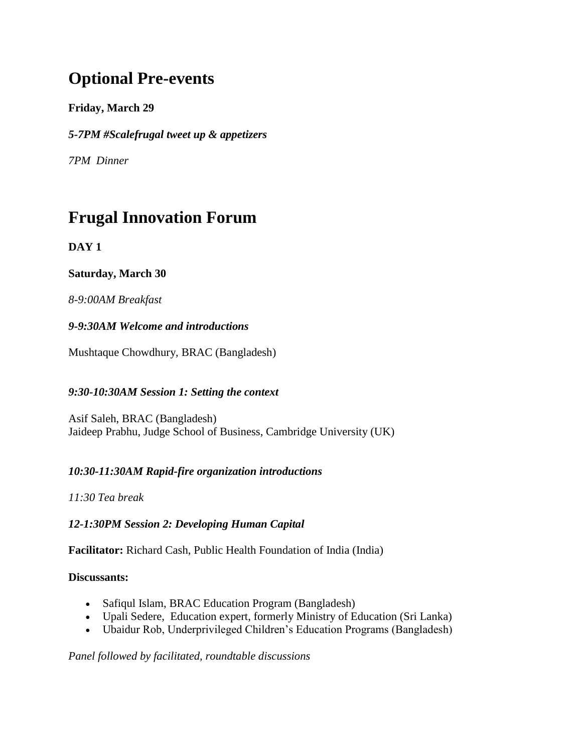## Optional Pre-events

**Friday, March 29**

***5-7PM #Scalefrugal tweet up & appetizers***

*7PM Dinner*

## Frugal Innovation Forum

**DAY 1**

**Saturday, March 30**

*8-9:00AM Breakfast*

***9-9:30AM Welcome and introductions***

Mushtaque Chowdhury, BRAC (Bangladesh)

***9:30-10:30AM Session 1: Setting the context***

Asif Saleh, BRAC (Bangladesh)
Jaideep Prabhu, Judge School of Business, Cambridge University (UK)

***10:30-11:30AM Rapid-fire organization introductions***

*11:30 Tea break*

***12-1:30PM Session 2: Developing Human Capital***

**Facilitator:** Richard Cash, Public Health Foundation of India (India)

**Discussants:**

- Safiqul Islam, BRAC Education Program (Bangladesh)
- Upali Sedere, Education expert, formerly Ministry of Education (Sri Lanka)
- Ubaidur Rob, Underprivileged Children's Education Programs (Bangladesh)

*Panel followed by facilitated, roundtable discussions*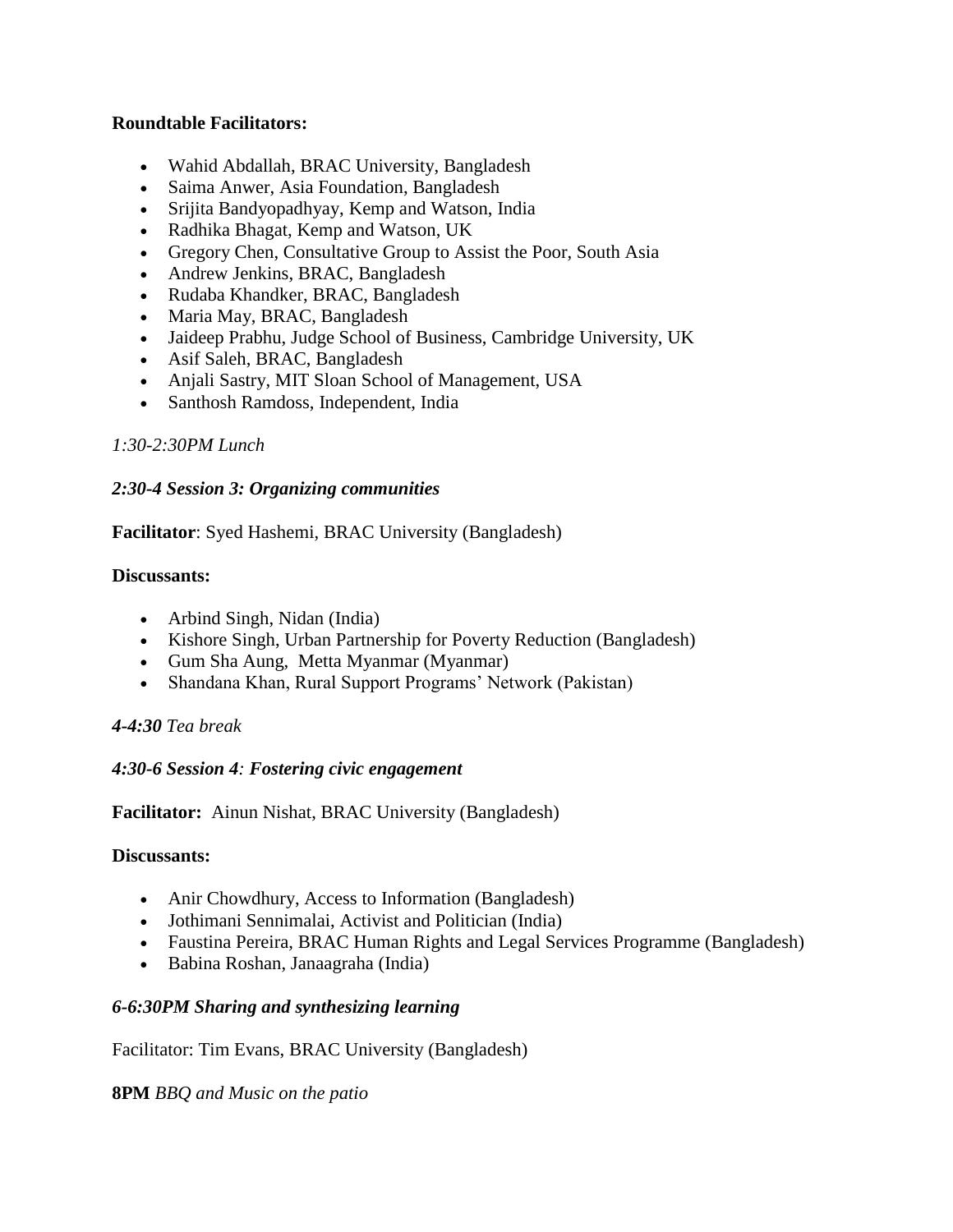**Roundtable Facilitators:**

- Wahid Abdallah, BRAC University, Bangladesh
- Saima Anwer, Asia Foundation, Bangladesh
- Srijita Bandyopadhyay, Kemp and Watson, India
- Radhika Bhagat, Kemp and Watson, UK
- Gregory Chen, Consultative Group to Assist the Poor, South Asia
- Andrew Jenkins, BRAC, Bangladesh
- Rudaba Khandker, BRAC, Bangladesh
- Maria May, BRAC, Bangladesh
- Jaideep Prabhu, Judge School of Business, Cambridge University, UK
- Asif Saleh, BRAC, Bangladesh
- Anjali Sastry, MIT Sloan School of Management, USA
- Santhosh Ramdoss, Independent, India

*1:30-2:30PM Lunch*

***2:30-4 Session 3: Organizing communities***

**Facilitator**: Syed Hashemi, BRAC University (Bangladesh)

**Discussants:**

- Arbind Singh, Nidan (India)
- Kishore Singh, Urban Partnership for Poverty Reduction (Bangladesh)
- Gum Sha Aung, Metta Myanmar (Myanmar)
- Shandana Khan, Rural Support Programs' Network (Pakistan)

***4-4:30*** *Tea break*

***4:30-6 Session 4****:* ***Fostering civic engagement***

**Facilitator:** Ainun Nishat, BRAC University (Bangladesh)

**Discussants:**

- Anir Chowdhury, Access to Information (Bangladesh)
- Jothimani Sennimalai, Activist and Politician (India)
- Faustina Pereira, BRAC Human Rights and Legal Services Programme (Bangladesh)
- Babina Roshan, Janaagraha (India)

***6-6:30PM Sharing and synthesizing learning***

Facilitator: Tim Evans, BRAC University (Bangladesh)

**8PM** *BBQ and Music on the patio*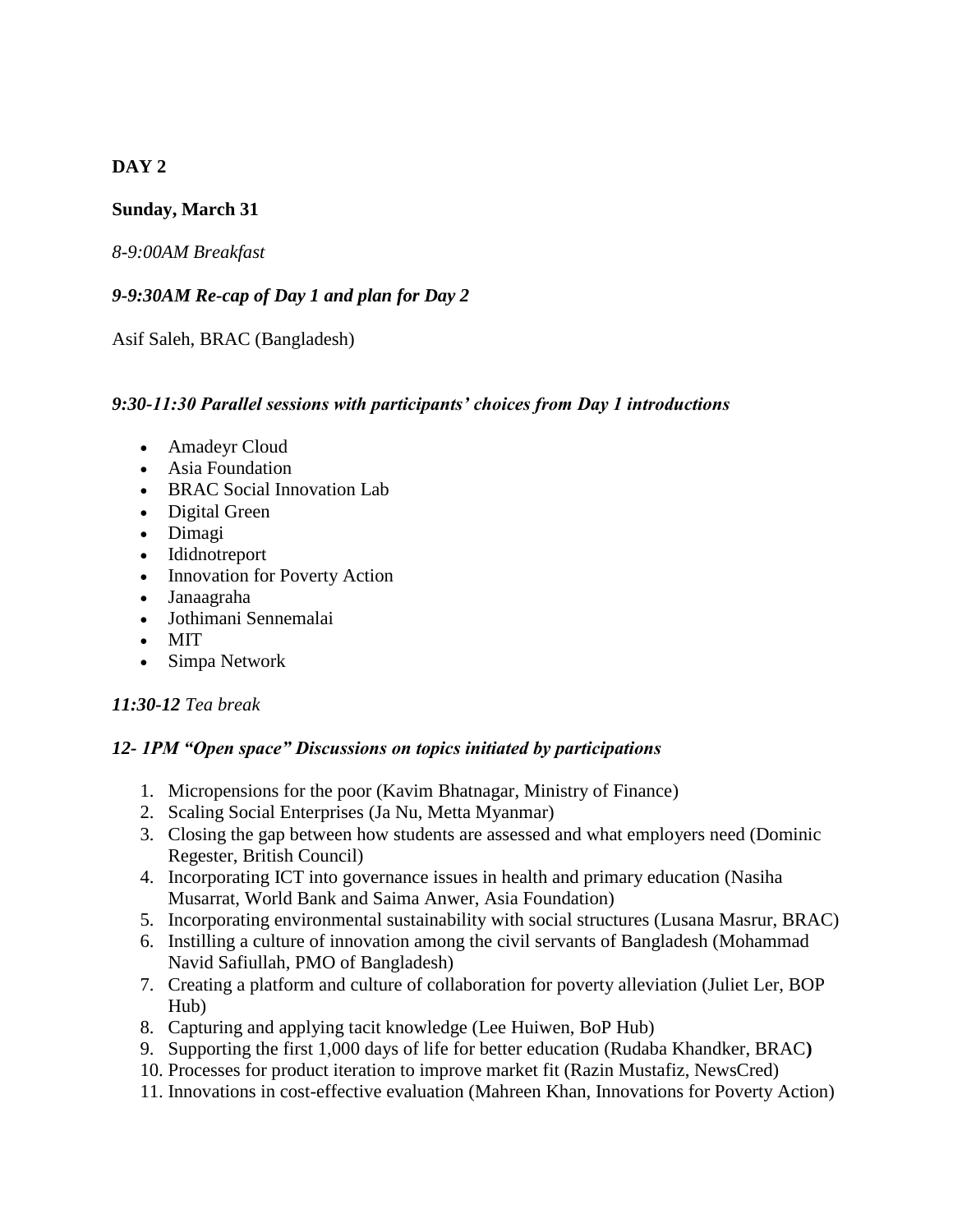**DAY 2**

**Sunday, March 31**

*8-9:00AM Breakfast*

***9-9:30AM Re-cap of Day 1 and plan for Day 2***

Asif Saleh, BRAC (Bangladesh)

***9:30-11:30 Parallel sessions with participants' choices from Day 1 introductions***

- Amadeyr Cloud
- Asia Foundation
- BRAC Social Innovation Lab
- Digital Green
- Dimagi
- Ididnotreport
- Innovation for Poverty Action
- Janaagraha
- Jothimani Sennemalai
- MIT
- Simpa Network

***11:30-12*** *Tea break*

***12- 1PM "Open space" Discussions on topics initiated by participations***

1. Micropensions for the poor (Kavim Bhatnagar, Ministry of Finance)
2. Scaling Social Enterprises (Ja Nu, Metta Myanmar)
3. Closing the gap between how students are assessed and what employers need (Dominic Regester, British Council)
4. Incorporating ICT into governance issues in health and primary education (Nasiha Musarrat, World Bank and Saima Anwer, Asia Foundation)
5. Incorporating environmental sustainability with social structures (Lusana Masrur, BRAC)
6. Instilling a culture of innovation among the civil servants of Bangladesh (Mohammad Navid Safiullah, PMO of Bangladesh)
7. Creating a platform and culture of collaboration for poverty alleviation (Juliet Ler, BOP Hub)
8. Capturing and applying tacit knowledge (Lee Huiwen, BoP Hub)
9. Supporting the first 1,000 days of life for better education (Rudaba Khandker, BRAC**)**
10. Processes for product iteration to improve market fit (Razin Mustafiz, NewsCred)
11. Innovations in cost-effective evaluation (Mahreen Khan, Innovations for Poverty Action)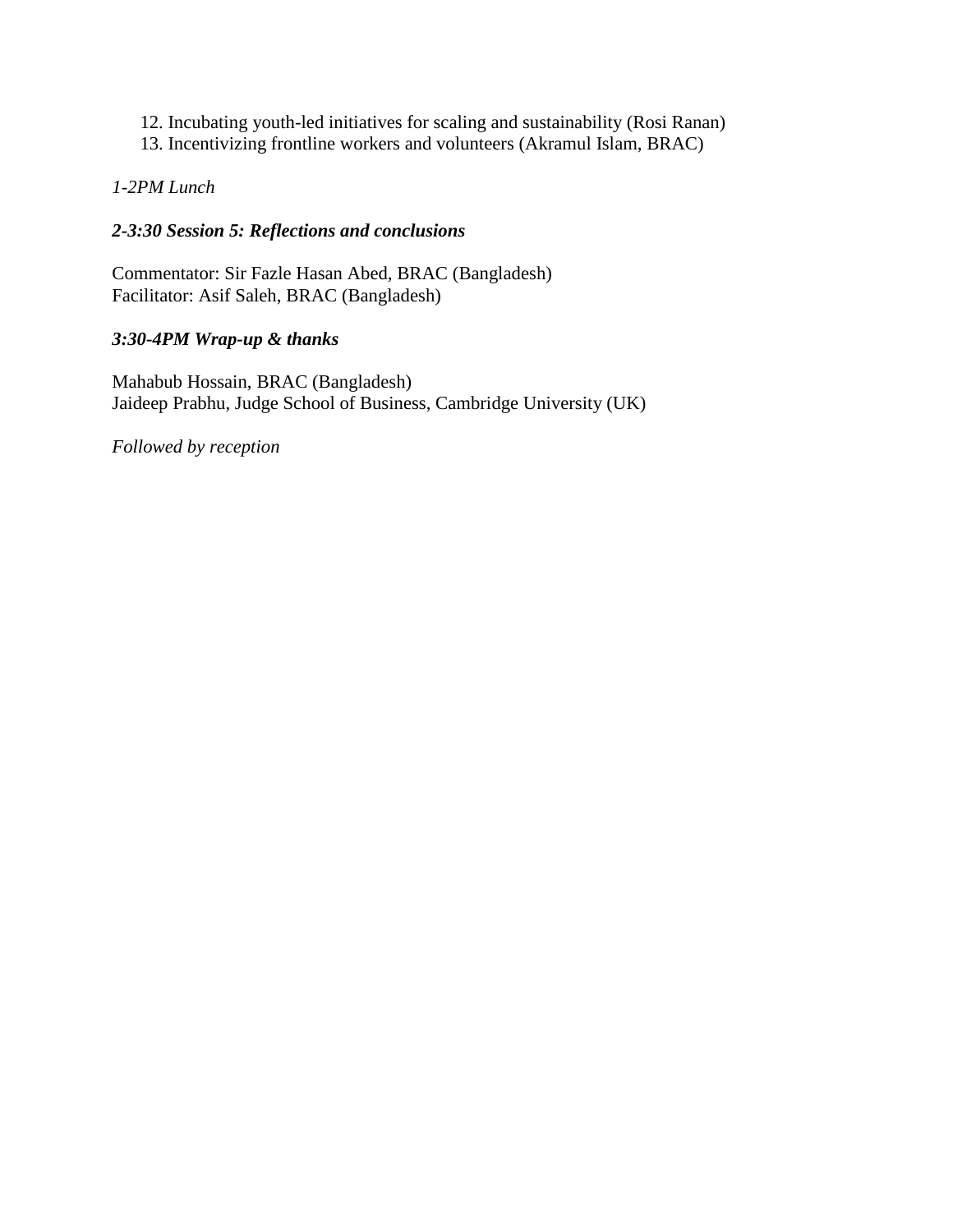12. Incubating youth-led initiatives for scaling and sustainability (Rosi Ranan)
13. Incentivizing frontline workers and volunteers (Akramul Islam, BRAC)

*1-2PM Lunch*

***2-3:30 Session 5: Reflections and conclusions***

Commentator: Sir Fazle Hasan Abed, BRAC (Bangladesh)
Facilitator: Asif Saleh, BRAC (Bangladesh)

***3:30-4PM Wrap-up & thanks***

Mahabub Hossain, BRAC (Bangladesh)
Jaideep Prabhu, Judge School of Business, Cambridge University (UK)

*Followed by reception*